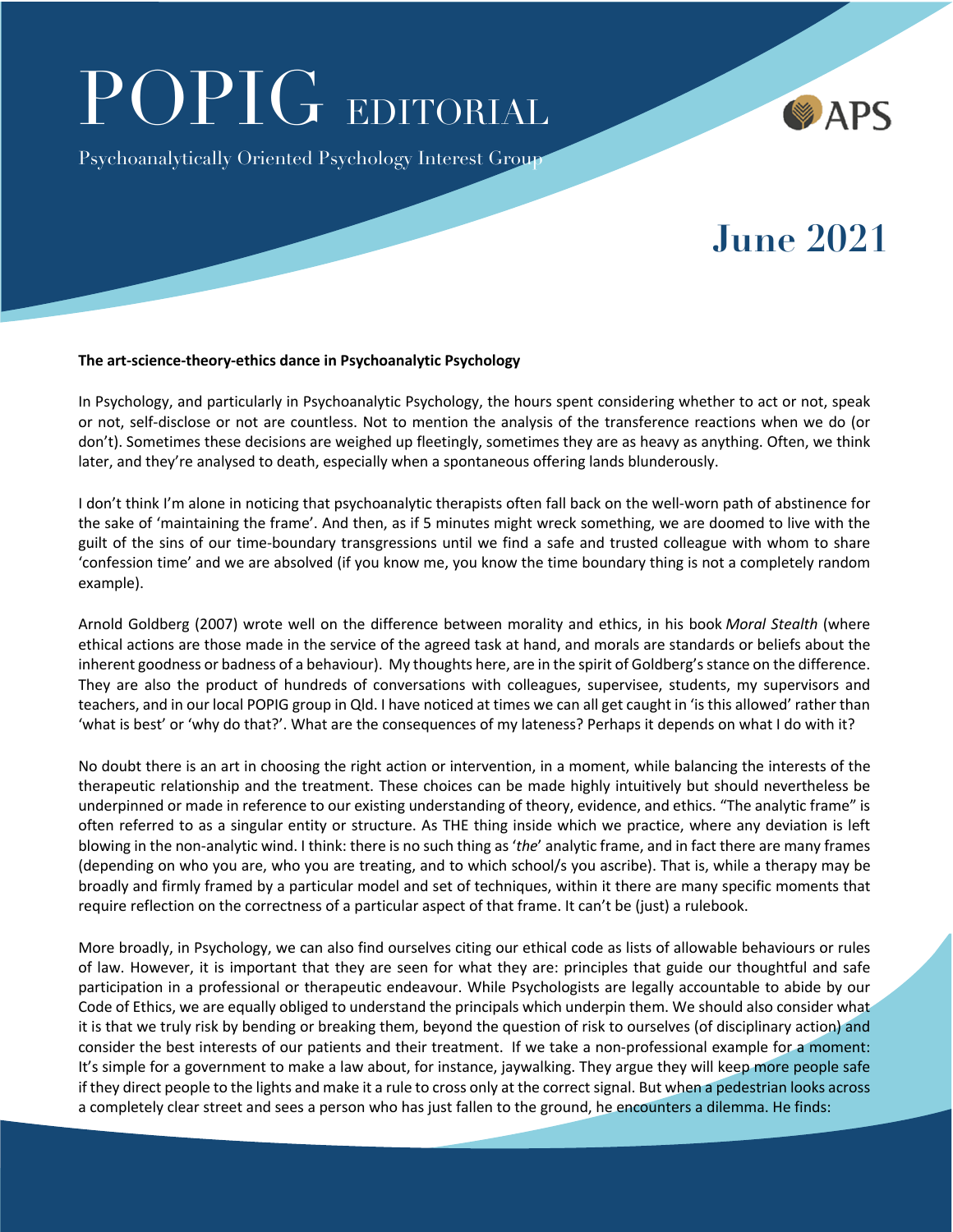# POPIG EDITORIAL

Psychoanalytically Oriented Psychology Interest Group

APS

## June 2021

**The art-science-theory-ethics dance in Psychoanalytic Psychology**

In Psychology, and particularly in Psychoanalytic Psychology, the hours spent considering whether to act or not, speak or not, self-disclose or not are countless. Not to mention the analysis of the transference reactions when we do (or don't). Sometimes these decisions are weighed up fleetingly, sometimes they are as heavy as anything. Often, we think later, and they're analysed to death, especially when a spontaneous offering lands blunderously.

I don't think I'm alone in noticing that psychoanalytic therapists often fall back on the well-worn path of abstinence for the sake of 'maintaining the frame'. And then, as if 5 minutes might wreck something, we are doomed to live with the guilt of the sins of our time-boundary transgressions until we find a safe and trusted colleague with whom to share 'confession time' and we are absolved (if you know me, you know the time boundary thing is not a completely random example).

Arnold Goldberg (2007) wrote well on the difference between morality and ethics, in his book *Moral Stealth* (where ethical actions are those made in the service of the agreed task at hand, and morals are standards or beliefs about the inherent goodness or badness of a behaviour). My thoughts here, are in the spirit of Goldberg's stance on the difference. They are also the product of hundreds of conversations with colleagues, supervisee, students, my supervisors and teachers, and in our local POPIG group in Qld. I have noticed at times we can all get caught in 'is this allowed' rather than 'what is best' or 'why do that?'. What are the consequences of my lateness? Perhaps it depends on what I do with it?

No doubt there is an art in choosing the right action or intervention, in a moment, while balancing the interests of the therapeutic relationship and the treatment. These choices can be made highly intuitively but should nevertheless be underpinned or made in reference to our existing understanding of theory, evidence, and ethics. "The analytic frame" is often referred to as a singular entity or structure. As THE thing inside which we practice, where any deviation is left blowing in the non-analytic wind. I think: there is no such thing as '*the*' analytic frame, and in fact there are many frames (depending on who you are, who you are treating, and to which school/s you ascribe). That is, while a therapy may be broadly and firmly framed by a particular model and set of techniques, within it there are many specific moments that require reflection on the correctness of a particular aspect of that frame. It can't be (just) a rulebook.

More broadly, in Psychology, we can also find ourselves citing our ethical code as lists of allowable behaviours or rules of law. However, it is important that they are seen for what they are: principles that guide our thoughtful and safe participation in a professional or therapeutic endeavour. While Psychologists are legally accountable to abide by our Code of Ethics, we are equally obliged to understand the principals which underpin them. We should also consider what it is that we truly risk by bending or breaking them, beyond the question of risk to ourselves (of disciplinary action) and consider the best interests of our patients and their treatment. If we take a non-professional example for a moment: It's simple for a government to make a law about, for instance, jaywalking. They argue they will keep more people safe if they direct people to the lights and make it a rule to cross only at the correct signal. But when a pedestrian looks across a completely clear street and sees a person who has just fallen to the ground, he encounters a dilemma. He finds: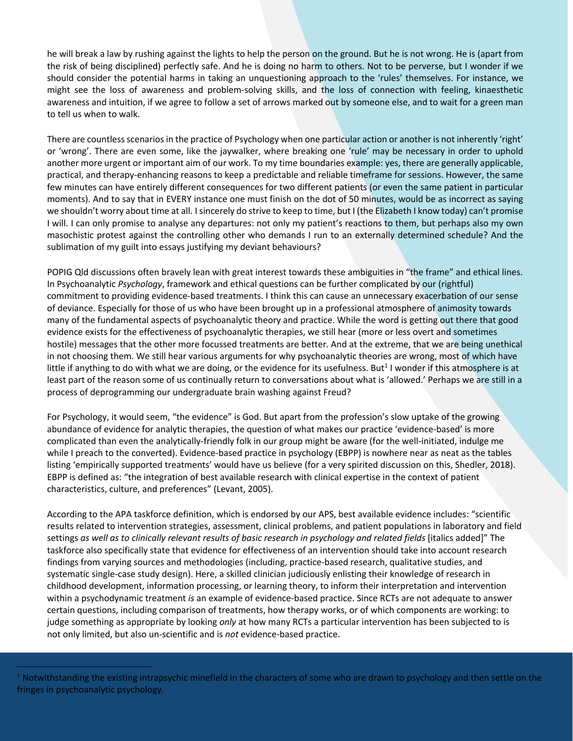he will break a law by rushing against the lights to help the person on the ground. But he is not wrong. He is (apart from the risk of being disciplined) perfectly safe. And he is doing no harm to others. Not to be perverse, but I wonder if we should consider the potential harms in taking an unquestioning approach to the 'rules' themselves. For instance, we might see the loss of awareness and problem-solving skills, and the loss of connection with feeling, kinaesthetic awareness and intuition, if we agree to follow a set of arrows marked out by someone else, and to wait for a green man to tell us when to walk.

There are countless scenarios in the practice of Psychology when one particular action or another is not inherently 'right' or 'wrong'. There are even some, like the jaywalker, where breaking one 'rule' may be necessary in order to uphold another more urgent or important aim of our work. To my time boundaries example: yes, there are generally applicable, practical, and therapy-enhancing reasons to keep a predictable and reliable timeframe for sessions. However, the same few minutes can have entirely different consequences for two different patients (or even the same patient in particular moments). And to say that in EVERY instance one must finish on the dot of 50 minutes, would be as incorrect as saying we shouldn't worry about time at all. I sincerely do strive to keep to time, but I (the Elizabeth I know today) can't promise I will. I can only promise to analyse any departures: not only my patient's reactions to them, but perhaps also my own masochistic protest against the controlling other who demands I run to an externally determined schedule? And the sublimation of my guilt into essays justifying my deviant behaviours?

POPIG Qld discussions often bravely lean with great interest towards these ambiguities in "the frame" and ethical lines. In Psychoanalytic *Psychology*, framework and ethical questions can be further complicated by our (rightful) commitment to providing evidence-based treatments. I think this can cause an unnecessary exacerbation of our sense of deviance. Especially for those of us who have been brought up in a professional atmosphere of animosity towards many of the fundamental aspects of psychoanalytic theory and practice. While the word is getting out there that good evidence exists for the effectiveness of psychoanalytic therapies, we still hear (more or less overt and sometimes hostile) messages that the other more focussed treatments are better. And at the extreme, that we are being unethical in not choosing them. We still hear various arguments for why psychoanalytic theories are wrong, most of which have little if anything to do with what we are doing, or the evidence for its usefulness. But[1] I wonder if this atmosphere is at least part of the reason some of us continually return to conversations about what is 'allowed.' Perhaps we are still in a process of deprogramming our undergraduate brain washing against Freud?

For Psychology, it would seem, "the evidence" is God. But apart from the profession's slow uptake of the growing abundance of evidence for analytic therapies, the question of what makes our practice 'evidence-based' is more complicated than even the analytically-friendly folk in our group might be aware (for the well-initiated, indulge me while I preach to the converted). Evidence-based practice in psychology (EBPP) is nowhere near as neat as the tables listing 'empirically supported treatments' would have us believe (for a very spirited discussion on this, Shedler, 2018). EBPP is defined as: "the integration of best available research with clinical expertise in the context of patient characteristics, culture, and preferences" (Levant, 2005).

According to the APA taskforce definition, which is endorsed by our APS, best available evidence includes: "scientific results related to intervention strategies, assessment, clinical problems, and patient populations in laboratory and field settings *as well as to clinically relevant results of basic research in psychology and related fields* [italics added]" The taskforce also specifically state that evidence for effectiveness of an intervention should take into account research findings from varying sources and methodologies (including, practice-based research, qualitative studies, and systematic single-case study design). Here, a skilled clinician judiciously enlisting their knowledge of research in childhood development, information processing, or learning theory, to inform their interpretation and intervention within a psychodynamic treatment *is* an example of evidence-based practice. Since RCTs are not adequate to answer certain questions, including comparison of treatments, how therapy works, or of which components are working: to judge something as appropriate by looking *only* at how many RCTs a particular intervention has been subjected to is not only limited, but also un-scientific and is *not* evidence-based practice.

[1] Notwithstanding the existing intrapsychic minefield in the characters of some who are drawn to psychology and then settle on the fringes in psychoanalytic psychology.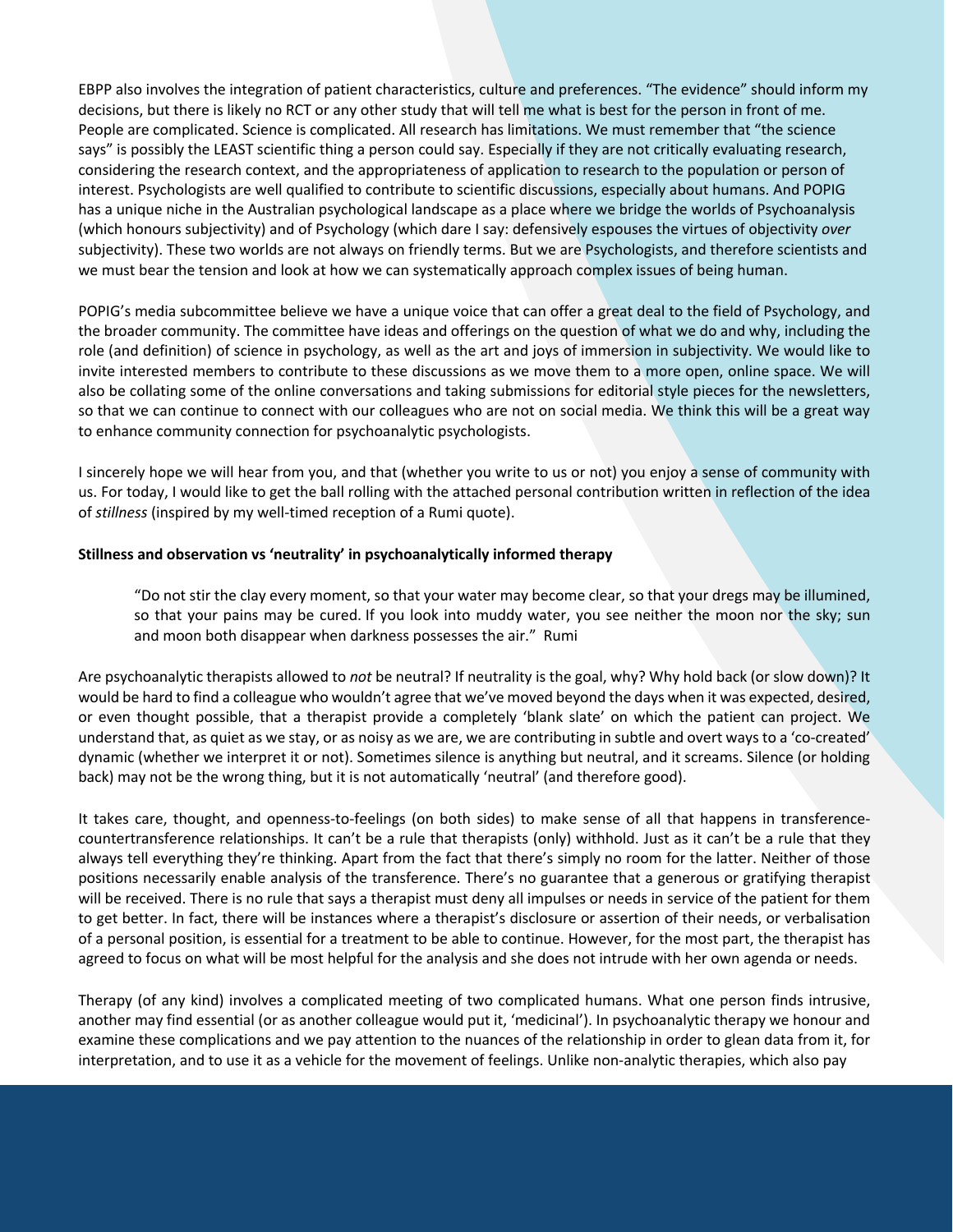EBPP also involves the integration of patient characteristics, culture and preferences. "The evidence" should inform my decisions, but there is likely no RCT or any other study that will tell me what is best for the person in front of me. People are complicated. Science is complicated. All research has limitations. We must remember that "the science says" is possibly the LEAST scientific thing a person could say. Especially if they are not critically evaluating research, considering the research context, and the appropriateness of application to research to the population or person of interest. Psychologists are well qualified to contribute to scientific discussions, especially about humans. And POPIG has a unique niche in the Australian psychological landscape as a place where we bridge the worlds of Psychoanalysis (which honours subjectivity) and of Psychology (which dare I say: defensively espouses the virtues of objectivity *over* subjectivity). These two worlds are not always on friendly terms. But we are Psychologists, and therefore scientists and we must bear the tension and look at how we can systematically approach complex issues of being human.

POPIG's media subcommittee believe we have a unique voice that can offer a great deal to the field of Psychology, and the broader community. The committee have ideas and offerings on the question of what we do and why, including the role (and definition) of science in psychology, as well as the art and joys of immersion in subjectivity. We would like to invite interested members to contribute to these discussions as we move them to a more open, online space. We will also be collating some of the online conversations and taking submissions for editorial style pieces for the newsletters, so that we can continue to connect with our colleagues who are not on social media. We think this will be a great way to enhance community connection for psychoanalytic psychologists.

I sincerely hope we will hear from you, and that (whether you write to us or not) you enjoy a sense of community with us. For today, I would like to get the ball rolling with the attached personal contribution written in reflection of the idea of *stillness* (inspired by my well-timed reception of a Rumi quote).

**Stillness and observation vs 'neutrality' in psychoanalytically informed therapy**

> "Do not stir the clay every moment, so that your water may become clear, so that your dregs may be illumined, so that your pains may be cured. If you look into muddy water, you see neither the moon nor the sky; sun and moon both disappear when darkness possesses the air." Rumi

Are psychoanalytic therapists allowed to *not* be neutral? If neutrality is the goal, why? Why hold back (or slow down)? It would be hard to find a colleague who wouldn't agree that we've moved beyond the days when it was expected, desired, or even thought possible, that a therapist provide a completely 'blank slate' on which the patient can project. We understand that, as quiet as we stay, or as noisy as we are, we are contributing in subtle and overt ways to a 'co-created' dynamic (whether we interpret it or not). Sometimes silence is anything but neutral, and it screams. Silence (or holding back) may not be the wrong thing, but it is not automatically 'neutral' (and therefore good).

It takes care, thought, and openness-to-feelings (on both sides) to make sense of all that happens in transference-countertransference relationships. It can't be a rule that therapists (only) withhold. Just as it can't be a rule that they always tell everything they're thinking. Apart from the fact that there's simply no room for the latter. Neither of those positions necessarily enable analysis of the transference. There's no guarantee that a generous or gratifying therapist will be received. There is no rule that says a therapist must deny all impulses or needs in service of the patient for them to get better. In fact, there will be instances where a therapist's disclosure or assertion of their needs, or verbalisation of a personal position, is essential for a treatment to be able to continue. However, for the most part, the therapist has agreed to focus on what will be most helpful for the analysis and she does not intrude with her own agenda or needs.

Therapy (of any kind) involves a complicated meeting of two complicated humans. What one person finds intrusive, another may find essential (or as another colleague would put it, 'medicinal'). In psychoanalytic therapy we honour and examine these complications and we pay attention to the nuances of the relationship in order to glean data from it, for interpretation, and to use it as a vehicle for the movement of feelings. Unlike non-analytic therapies, which also pay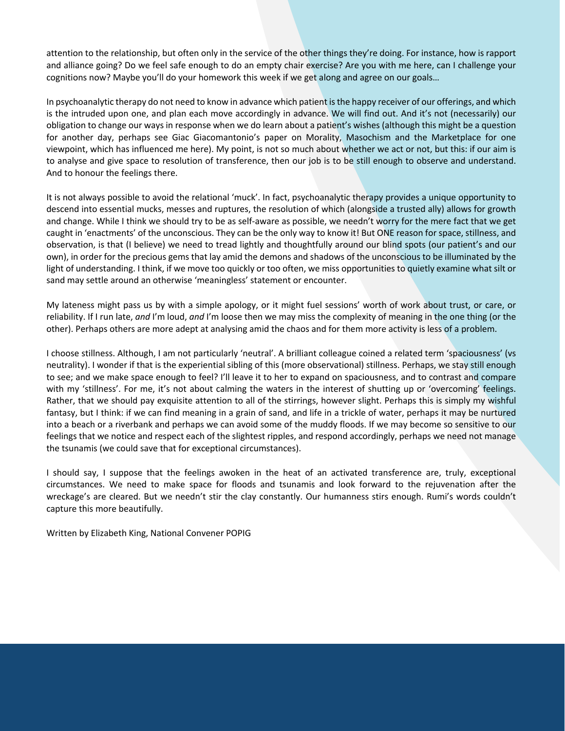attention to the relationship, but often only in the service of the other things they're doing. For instance, how is rapport and alliance going? Do we feel safe enough to do an empty chair exercise? Are you with me here, can I challenge your cognitions now? Maybe you'll do your homework this week if we get along and agree on our goals…

In psychoanalytic therapy do not need to know in advance which patient is the happy receiver of our offerings, and which is the intruded upon one, and plan each move accordingly in advance. We will find out. And it's not (necessarily) our obligation to change our ways in response when we do learn about a patient's wishes (although this might be a question for another day, perhaps see Giac Giacomantonio's paper on Morality, Masochism and the Marketplace for one viewpoint, which has influenced me here). My point, is not so much about whether we act or not, but this: if our aim is to analyse and give space to resolution of transference, then our job is to be still enough to observe and understand. And to honour the feelings there.

It is not always possible to avoid the relational 'muck'. In fact, psychoanalytic therapy provides a unique opportunity to descend into essential mucks, messes and ruptures, the resolution of which (alongside a trusted ally) allows for growth and change. While I think we should try to be as self-aware as possible, we needn't worry for the mere fact that we get caught in 'enactments' of the unconscious. They can be the only way to know it! But ONE reason for space, stillness, and observation, is that (I believe) we need to tread lightly and thoughtfully around our blind spots (our patient's and our own), in order for the precious gems that lay amid the demons and shadows of the unconscious to be illuminated by the light of understanding. I think, if we move too quickly or too often, we miss opportunities to quietly examine what silt or sand may settle around an otherwise 'meaningless' statement or encounter.

My lateness might pass us by with a simple apology, or it might fuel sessions' worth of work about trust, or care, or reliability. If I run late, *and* I'm loud, *and* I'm loose then we may miss the complexity of meaning in the one thing (or the other). Perhaps others are more adept at analysing amid the chaos and for them more activity is less of a problem.

I choose stillness. Although, I am not particularly 'neutral'. A brilliant colleague coined a related term 'spaciousness' (vs neutrality). I wonder if that is the experiential sibling of this (more observational) stillness. Perhaps, we stay still enough to see; and we make space enough to feel? I'll leave it to her to expand on spaciousness, and to contrast and compare with my 'stillness'. For me, it's not about calming the waters in the interest of shutting up or 'overcoming' feelings. Rather, that we should pay exquisite attention to all of the stirrings, however slight. Perhaps this is simply my wishful fantasy, but I think: if we can find meaning in a grain of sand, and life in a trickle of water, perhaps it may be nurtured into a beach or a riverbank and perhaps we can avoid some of the muddy floods. If we may become so sensitive to our feelings that we notice and respect each of the slightest ripples, and respond accordingly, perhaps we need not manage the tsunamis (we could save that for exceptional circumstances).

I should say, I suppose that the feelings awoken in the heat of an activated transference are, truly, exceptional circumstances. We need to make space for floods and tsunamis and look forward to the rejuvenation after the wreckage's are cleared. But we needn't stir the clay constantly. Our humanness stirs enough. Rumi's words couldn't capture this more beautifully.

Written by Elizabeth King, National Convener POPIG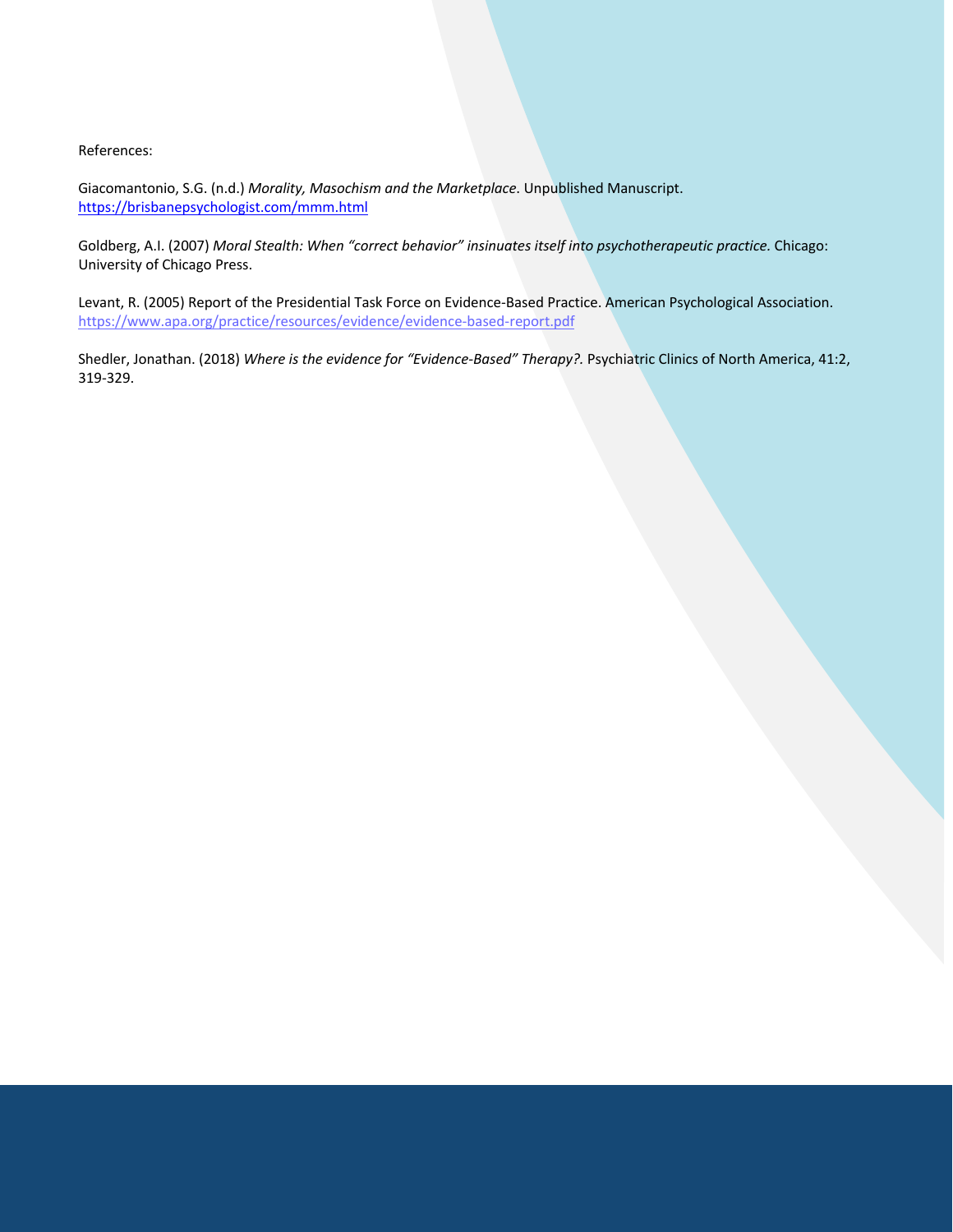References:

Giacomantonio, S.G. (n.d.) *Morality, Masochism and the Marketplace*. Unpublished Manuscript. https://brisbanepsychologist.com/mmm.html

Goldberg, A.I. (2007) *Moral Stealth: When "correct behavior" insinuates itself into psychotherapeutic practice.* Chicago: University of Chicago Press.

Levant, R. (2005) Report of the Presidential Task Force on Evidence-Based Practice. American Psychological Association. https://www.apa.org/practice/resources/evidence/evidence-based-report.pdf

Shedler, Jonathan. (2018) *Where is the evidence for "Evidence-Based" Therapy?.* Psychiatric Clinics of North America, 41:2, 319-329.